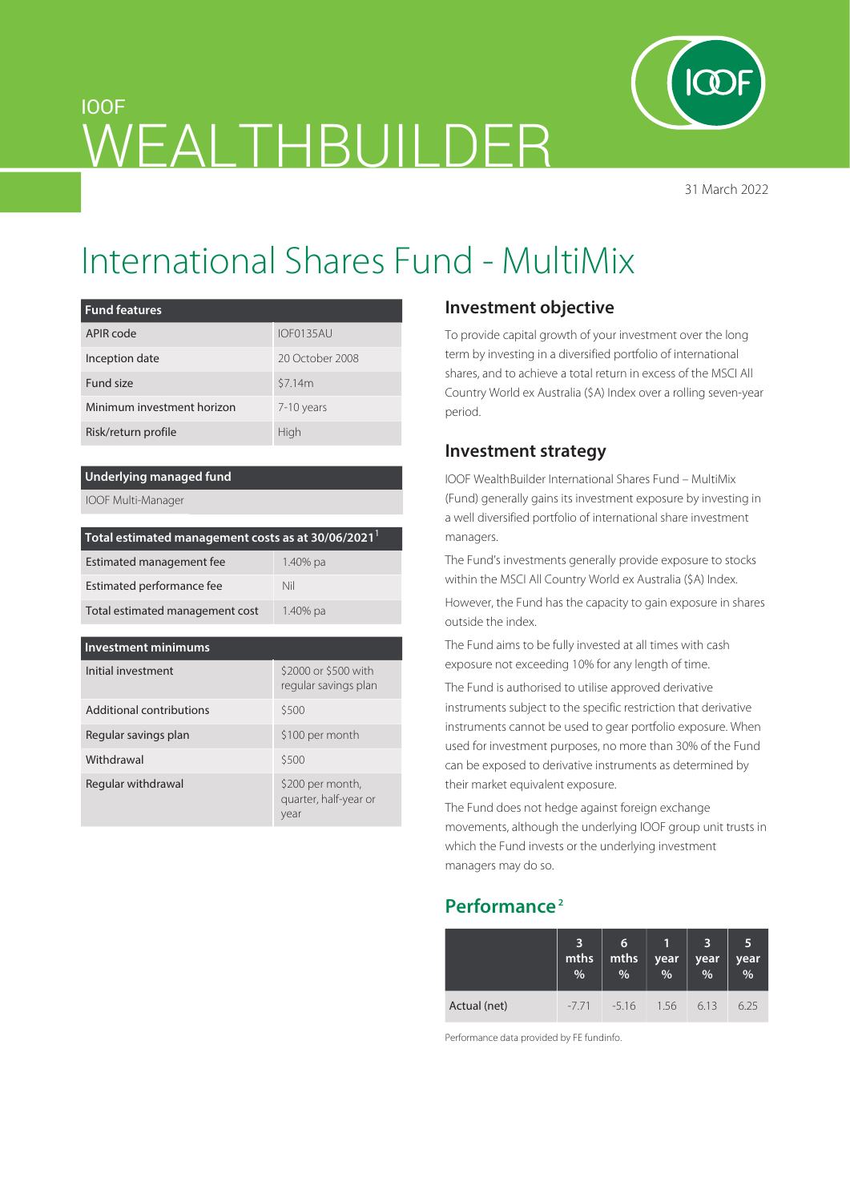IOOF

# WEALTHBUILDER

31 March 2022

# International Shares Fund - MultiMix

| Fund features | |
|---|---|
| APIR code | IOF0135AU |
| Inception date | 20 October 2008 |
| Fund size | $7.14m |
| Minimum investment horizon | 7-10 years |
| Risk/return profile | High |

| Underlying managed fund |
|---|
| IOOF Multi-Manager |

| Total estimated management costs as at 30/06/2021[1] | |
|---|---|
| Estimated management fee | 1.40% pa |
| Estimated performance fee | Nil |
| Total estimated management cost | 1.40% pa |

| Investment minimums | |
|---|---|
| Initial investment | $2000 or $500 with regular savings plan |
| Additional contributions | $500 |
| Regular savings plan | $100 per month |
| Withdrawal | $500 |
| Regular withdrawal | $200 per month, quarter, half-year or year |

## Investment objective

To provide capital growth of your investment over the long term by investing in a diversified portfolio of international shares, and to achieve a total return in excess of the MSCI All Country World ex Australia ($A) Index over a rolling seven-year period.

## Investment strategy

IOOF WealthBuilder International Shares Fund – MultiMix (Fund) generally gains its investment exposure by investing in a well diversified portfolio of international share investment managers.

The Fund's investments generally provide exposure to stocks within the MSCI All Country World ex Australia ($A) Index.

However, the Fund has the capacity to gain exposure in shares outside the index.

The Fund aims to be fully invested at all times with cash exposure not exceeding 10% for any length of time.

The Fund is authorised to utilise approved derivative instruments subject to the specific restriction that derivative instruments cannot be used to gear portfolio exposure. When used for investment purposes, no more than 30% of the Fund can be exposed to derivative instruments as determined by their market equivalent exposure.

The Fund does not hedge against foreign exchange movements, although the underlying IOOF group unit trusts in which the Fund invests or the underlying investment managers may do so.

## Performance[2]

| | 3 mths % | 6 mths % | 1 year % | 3 year % | 5 year % |
|---|---|---|---|---|---|
| Actual (net) | -7.71 | -5.16 | 1.56 | 6.13 | 6.25 |

Performance data provided by FE fundinfo.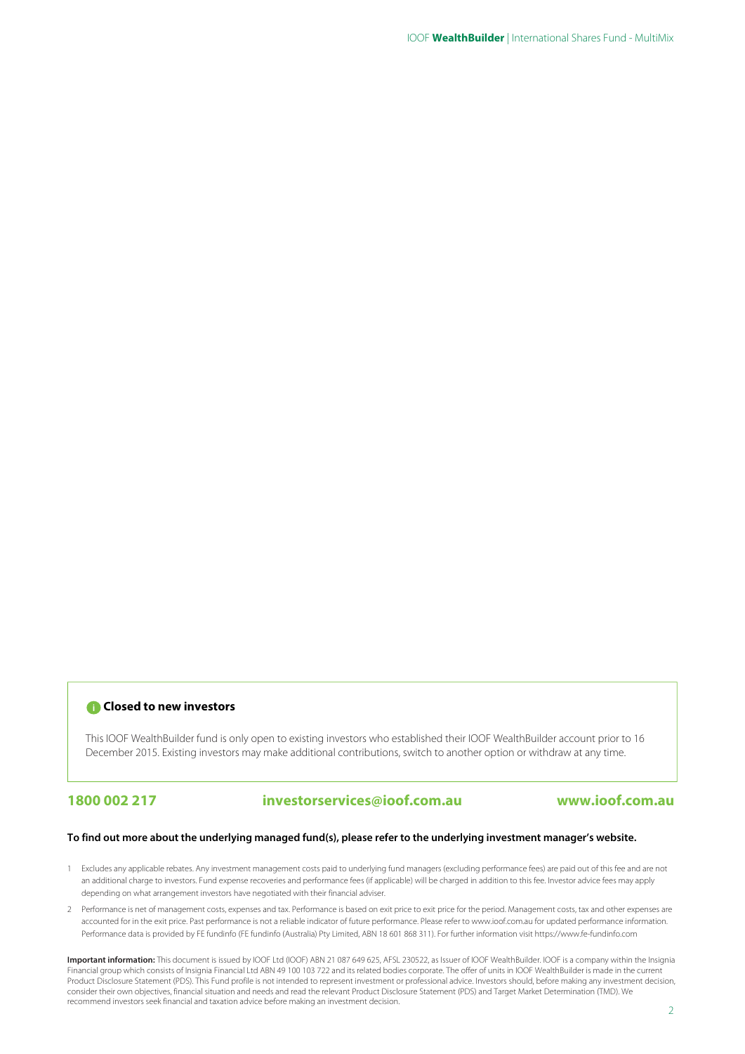**Closed to new investors**

This IOOF WealthBuilder fund is only open to existing investors who established their IOOF WealthBuilder account prior to 16 December 2015. Existing investors may make additional contributions, switch to another option or withdraw at any time.

**1800 002 217** **investorservices@ioof.com.au** **www.ioof.com.au**

**To find out more about the underlying managed fund(s), please refer to the underlying investment manager's website.**

1 Excludes any applicable rebates. Any investment management costs paid to underlying fund managers (excluding performance fees) are paid out of this fee and are not an additional charge to investors. Fund expense recoveries and performance fees (if applicable) will be charged in addition to this fee. Investor advice fees may apply depending on what arrangement investors have negotiated with their financial adviser.

2 Performance is net of management costs, expenses and tax. Performance is based on exit price to exit price for the period. Management costs, tax and other expenses are accounted for in the exit price. Past performance is not a reliable indicator of future performance. Please refer to www.ioof.com.au for updated performance information. Performance data is provided by FE fundinfo (FE fundinfo (Australia) Pty Limited, ABN 18 601 868 311). For further information visit https://www.fe-fundinfo.com

**Important information:** This document is issued by IOOF Ltd (IOOF) ABN 21 087 649 625, AFSL 230522, as Issuer of IOOF WealthBuilder. IOOF is a company within the Insignia Financial group which consists of Insignia Financial Ltd ABN 49 100 103 722 and its related bodies corporate. The offer of units in IOOF WealthBuilder is made in the current Product Disclosure Statement (PDS). This Fund profile is not intended to represent investment or professional advice. Investors should, before making any investment decision, consider their own objectives, financial situation and needs and read the relevant Product Disclosure Statement (PDS) and Target Market Determination (TMD). We recommend investors seek financial and taxation advice before making an investment decision.